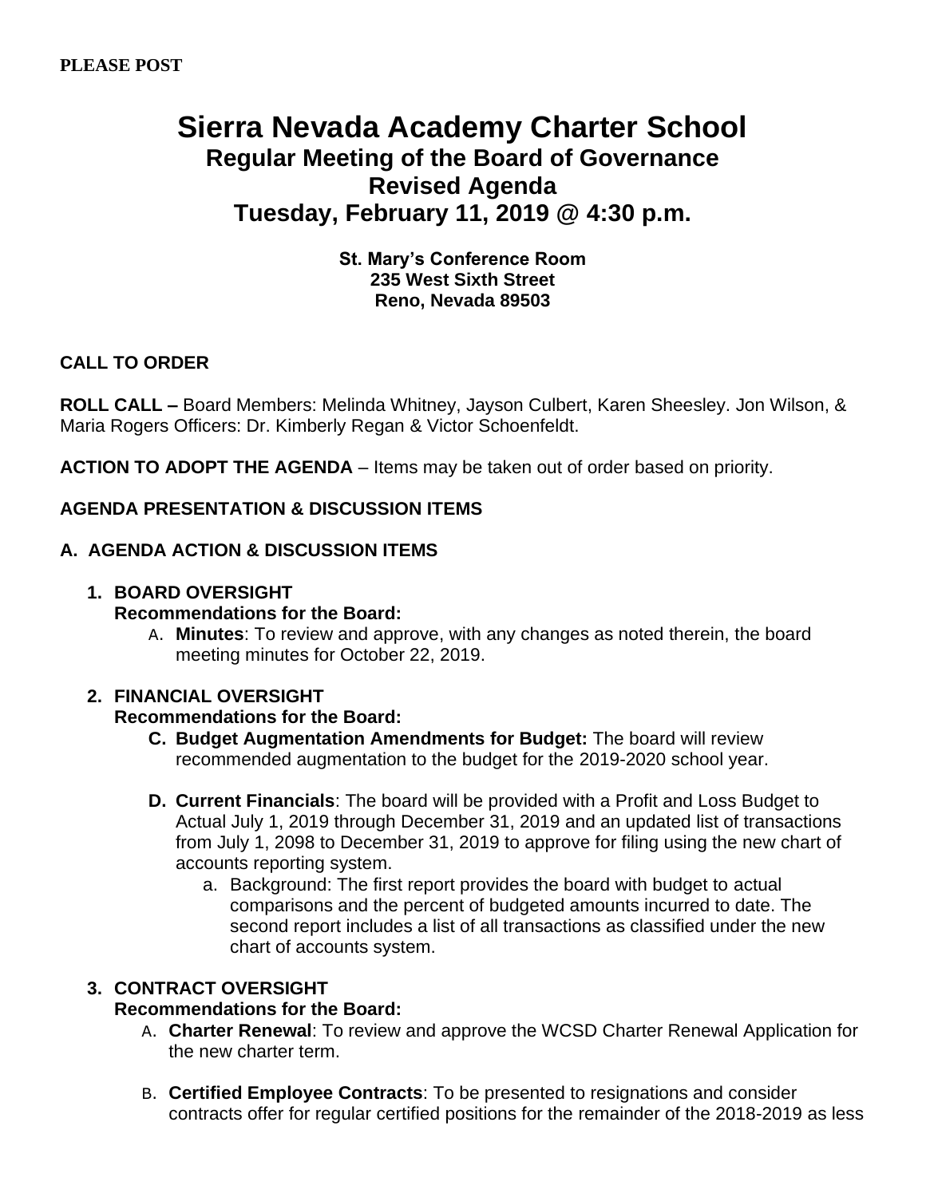**PLEASE POST**

# Sierra Nevada Academy Charter School
## Regular Meeting of the Board of Governance
## Revised Agenda
## Tuesday, February 11, 2019 @ 4:30 p.m.

**St. Mary's Conference Room**
**235 West Sixth Street**
**Reno, Nevada 89503**

**CALL TO ORDER**

**ROLL CALL –** Board Members: Melinda Whitney, Jayson Culbert, Karen Sheesley. Jon Wilson, & Maria Rogers Officers: Dr. Kimberly Regan & Victor Schoenfeldt.

**ACTION TO ADOPT THE AGENDA** – Items may be taken out of order based on priority.

**AGENDA PRESENTATION & DISCUSSION ITEMS**

**A. AGENDA ACTION & DISCUSSION ITEMS**

1. **BOARD OVERSIGHT**
   **Recommendations for the Board:**
   A. **Minutes**: To review and approve, with any changes as noted therein, the board meeting minutes for October 22, 2019.

2. **FINANCIAL OVERSIGHT**
   **Recommendations for the Board:**
   **C. Budget Augmentation Amendments for Budget:** The board will review recommended augmentation to the budget for the 2019-2020 school year.

   **D. Current Financials**: The board will be provided with a Profit and Loss Budget to Actual July 1, 2019 through December 31, 2019 and an updated list of transactions from July 1, 2098 to December 31, 2019 to approve for filing using the new chart of accounts reporting system.
   a. Background: The first report provides the board with budget to actual comparisons and the percent of budgeted amounts incurred to date. The second report includes a list of all transactions as classified under the new chart of accounts system.

3. **CONTRACT OVERSIGHT**
   **Recommendations for the Board:**
   A. **Charter Renewal**: To review and approve the WCSD Charter Renewal Application for the new charter term.

   B. **Certified Employee Contracts**: To be presented to resignations and consider contracts offer for regular certified positions for the remainder of the 2018-2019 as less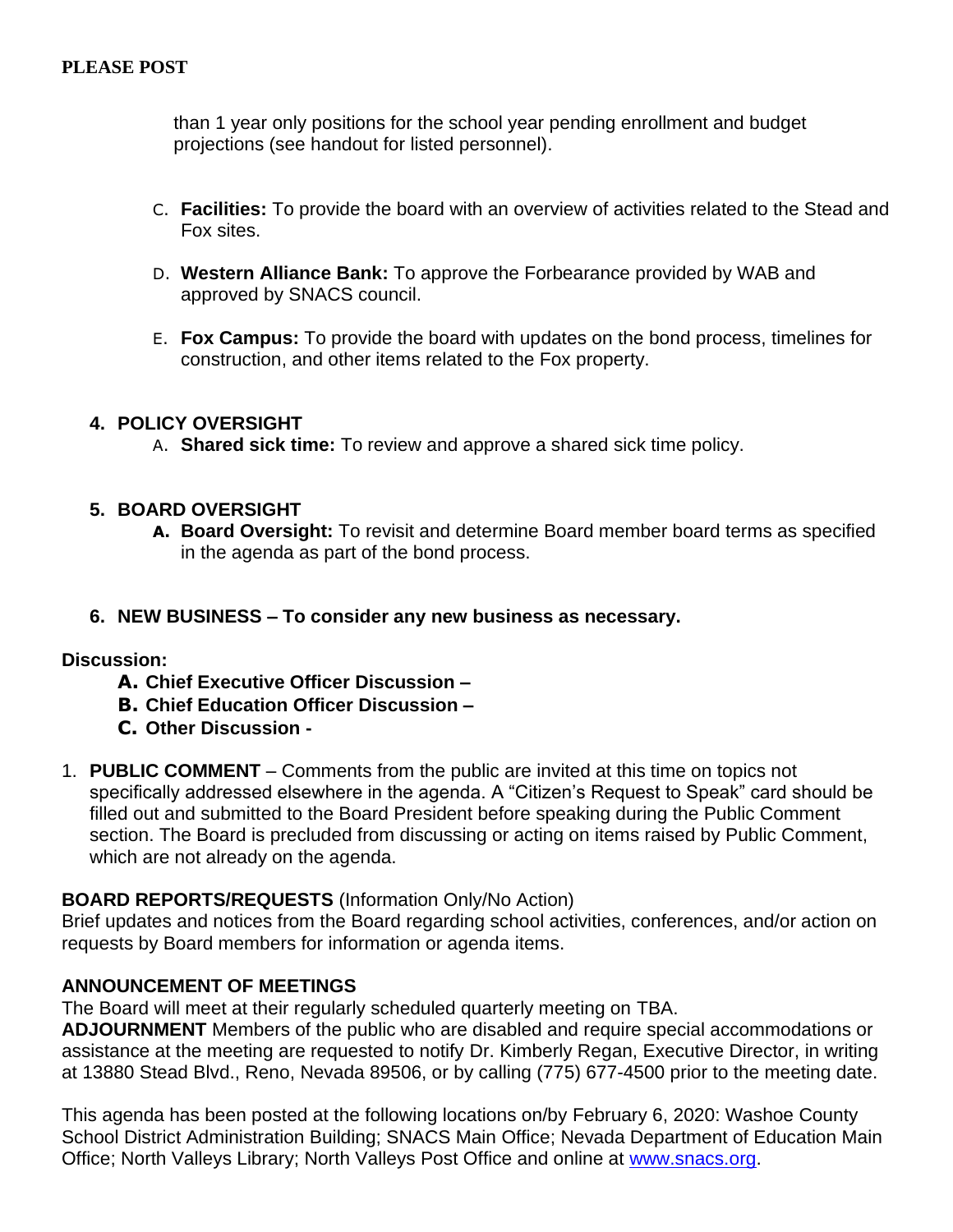**PLEASE POST**

than 1 year only positions for the school year pending enrollment and budget projections (see handout for listed personnel).

C. **Facilities:** To provide the board with an overview of activities related to the Stead and Fox sites.

D. **Western Alliance Bank:** To approve the Forbearance provided by WAB and approved by SNACS council.

E. **Fox Campus:** To provide the board with updates on the bond process, timelines for construction, and other items related to the Fox property.

**4. POLICY OVERSIGHT**

A. **Shared sick time:** To review and approve a shared sick time policy.

**5. BOARD OVERSIGHT**

**A. Board Oversight:** To revisit and determine Board member board terms as specified in the agenda as part of the bond process.

**6. NEW BUSINESS – To consider any new business as necessary.**

**Discussion:**

**A. Chief Executive Officer Discussion –**
**B. Chief Education Officer Discussion –**
**C. Other Discussion -**

1. **PUBLIC COMMENT** – Comments from the public are invited at this time on topics not specifically addressed elsewhere in the agenda. A "Citizen's Request to Speak" card should be filled out and submitted to the Board President before speaking during the Public Comment section. The Board is precluded from discussing or acting on items raised by Public Comment, which are not already on the agenda.

**BOARD REPORTS/REQUESTS** (Information Only/No Action)
Brief updates and notices from the Board regarding school activities, conferences, and/or action on requests by Board members for information or agenda items.

**ANNOUNCEMENT OF MEETINGS**
The Board will meet at their regularly scheduled quarterly meeting on TBA.
**ADJOURNMENT** Members of the public who are disabled and require special accommodations or assistance at the meeting are requested to notify Dr. Kimberly Regan, Executive Director, in writing at 13880 Stead Blvd., Reno, Nevada 89506, or by calling (775) 677-4500 prior to the meeting date.

This agenda has been posted at the following locations on/by February 6, 2020: Washoe County School District Administration Building; SNACS Main Office; Nevada Department of Education Main Office; North Valleys Library; North Valleys Post Office and online at [www.snacs.org](www.snacs.org).